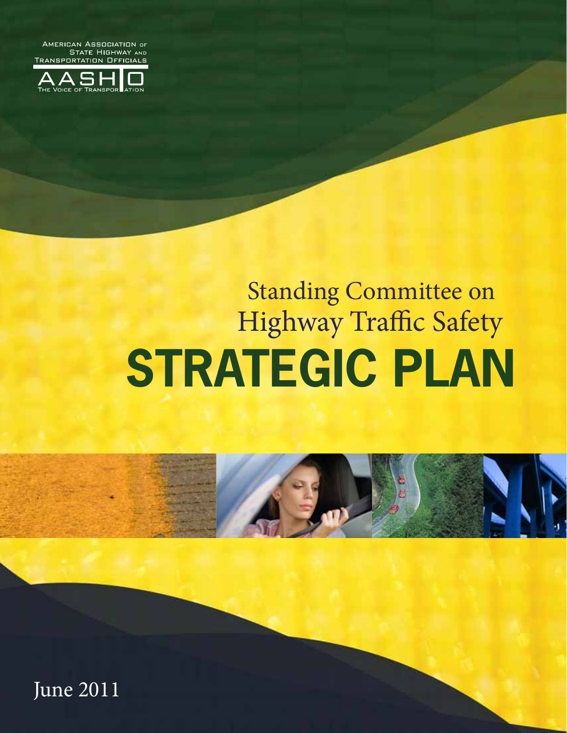American Association of State Highway and Transportation Officials

AASHTO

The Voice of Transportation

# Standing Committee on Highway Traffic Safety

# STRATEGIC PLAN

June 2011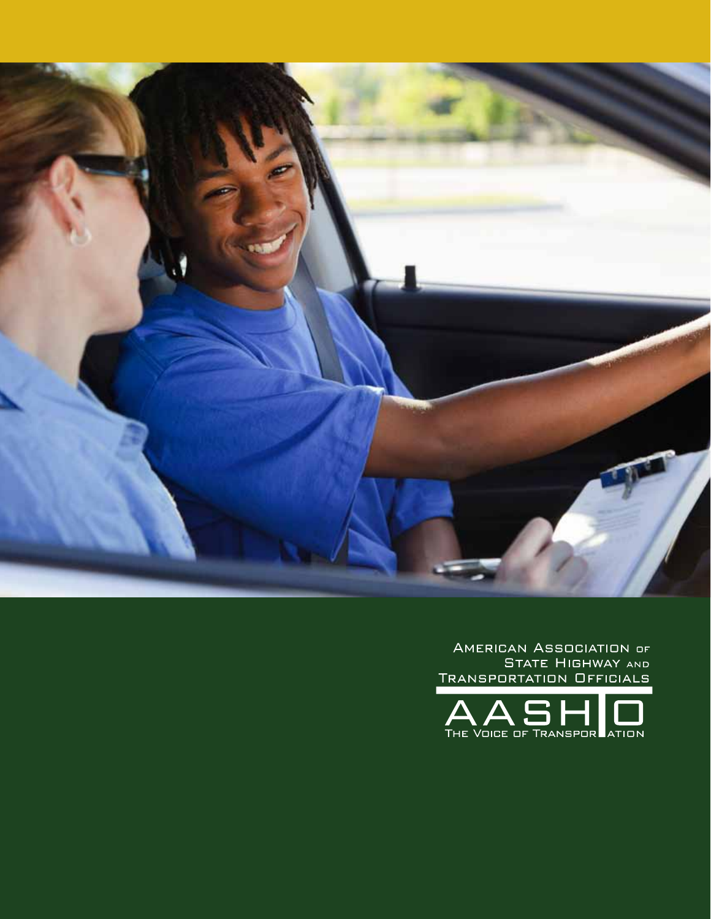American Association of
State Highway and
Transportation Officials

AASHTO

The Voice of Transportation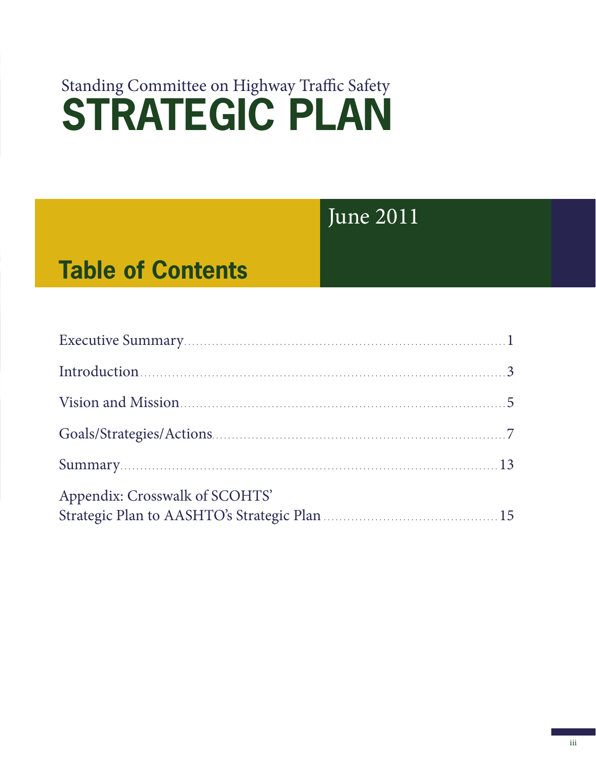Standing Committee on Highway Traffic Safety

# STRATEGIC PLAN

June 2011

## Table of Contents

Executive Summary.......1

Introduction.......3

Vision and Mission.......5

Goals/Strategies/Actions.......7

Summary.......13

Appendix: Crosswalk of SCOHTS' Strategic Plan to AASHTO's Strategic Plan.......15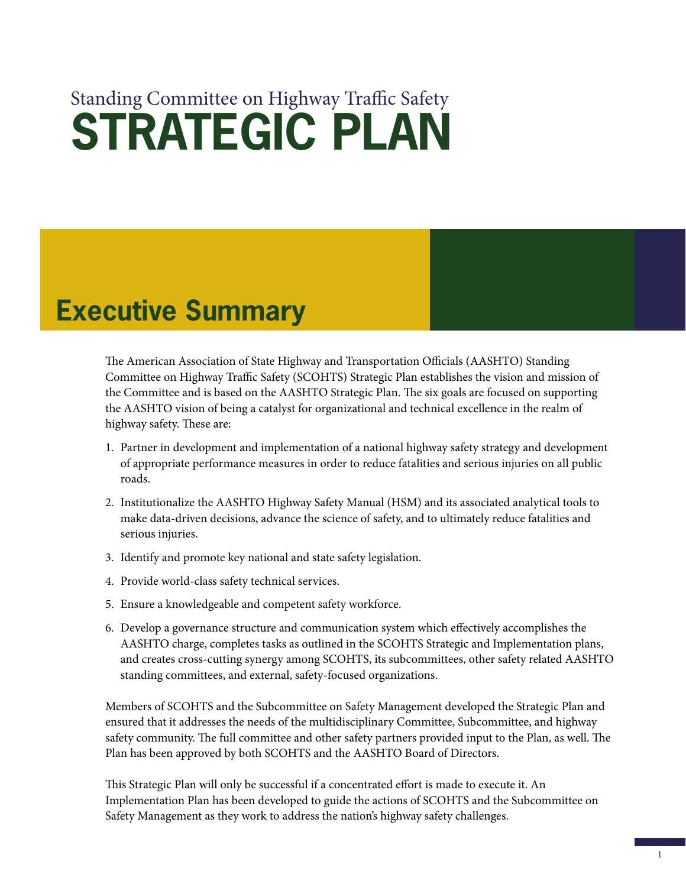Standing Committee on Highway Traffic Safety

# STRATEGIC PLAN

## Executive Summary

The American Association of State Highway and Transportation Officials (AASHTO) Standing Committee on Highway Traffic Safety (SCOHTS) Strategic Plan establishes the vision and mission of the Committee and is based on the AASHTO Strategic Plan. The six goals are focused on supporting the AASHTO vision of being a catalyst for organizational and technical excellence in the realm of highway safety. These are:

1. Partner in development and implementation of a national highway safety strategy and development of appropriate performance measures in order to reduce fatalities and serious injuries on all public roads.
2. Institutionalize the AASHTO Highway Safety Manual (HSM) and its associated analytical tools to make data-driven decisions, advance the science of safety, and to ultimately reduce fatalities and serious injuries.
3. Identify and promote key national and state safety legislation.
4. Provide world-class safety technical services.
5. Ensure a knowledgeable and competent safety workforce.
6. Develop a governance structure and communication system which effectively accomplishes the AASHTO charge, completes tasks as outlined in the SCOHTS Strategic and Implementation plans, and creates cross-cutting synergy among SCOHTS, its subcommittees, other safety related AASHTO standing committees, and external, safety-focused organizations.

Members of SCOHTS and the Subcommittee on Safety Management developed the Strategic Plan and ensured that it addresses the needs of the multidisciplinary Committee, Subcommittee, and highway safety community. The full committee and other safety partners provided input to the Plan, as well. The Plan has been approved by both SCOHTS and the AASHTO Board of Directors.

This Strategic Plan will only be successful if a concentrated effort is made to execute it. An Implementation Plan has been developed to guide the actions of SCOHTS and the Subcommittee on Safety Management as they work to address the nation's highway safety challenges.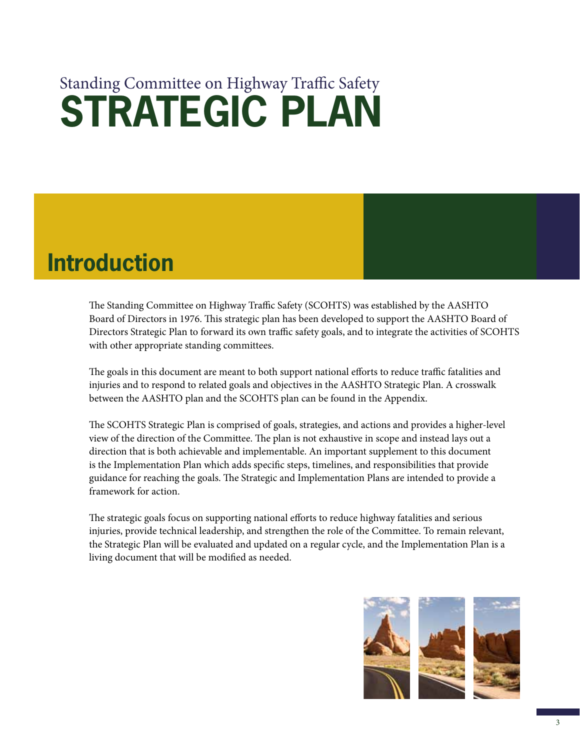Standing Committee on Highway Traffic Safety

# STRATEGIC PLAN

## Introduction

The Standing Committee on Highway Traffic Safety (SCOHTS) was established by the AASHTO Board of Directors in 1976. This strategic plan has been developed to support the AASHTO Board of Directors Strategic Plan to forward its own traffic safety goals, and to integrate the activities of SCOHTS with other appropriate standing committees.

The goals in this document are meant to both support national efforts to reduce traffic fatalities and injuries and to respond to related goals and objectives in the AASHTO Strategic Plan. A crosswalk between the AASHTO plan and the SCOHTS plan can be found in the Appendix.

The SCOHTS Strategic Plan is comprised of goals, strategies, and actions and provides a higher-level view of the direction of the Committee. The plan is not exhaustive in scope and instead lays out a direction that is both achievable and implementable. An important supplement to this document is the Implementation Plan which adds specific steps, timelines, and responsibilities that provide guidance for reaching the goals. The Strategic and Implementation Plans are intended to provide a framework for action.

The strategic goals focus on supporting national efforts to reduce highway fatalities and serious injuries, provide technical leadership, and strengthen the role of the Committee. To remain relevant, the Strategic Plan will be evaluated and updated on a regular cycle, and the Implementation Plan is a living document that will be modified as needed.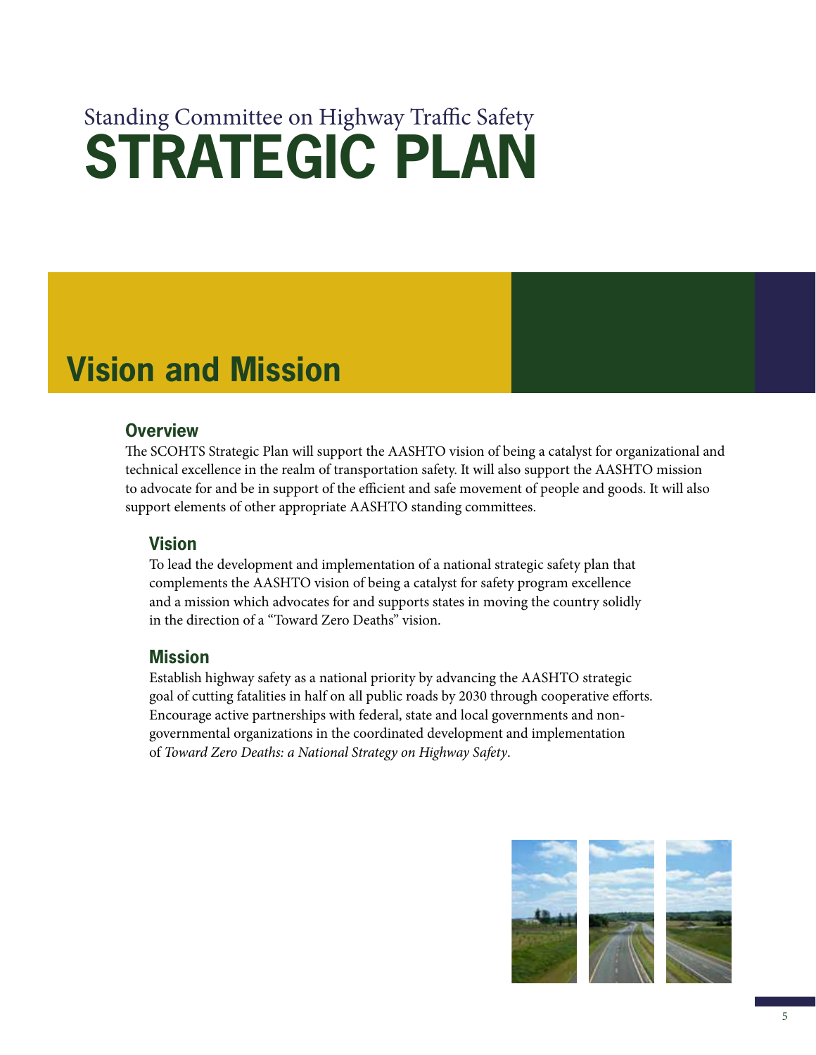Standing Committee on Highway Traffic Safety

# STRATEGIC PLAN

## Vision and Mission

### Overview

The SCOHTS Strategic Plan will support the AASHTO vision of being a catalyst for organizational and technical excellence in the realm of transportation safety. It will also support the AASHTO mission to advocate for and be in support of the efficient and safe movement of people and goods. It will also support elements of other appropriate AASHTO standing committees.

### Vision

To lead the development and implementation of a national strategic safety plan that complements the AASHTO vision of being a catalyst for safety program excellence and a mission which advocates for and supports states in moving the country solidly in the direction of a "Toward Zero Deaths" vision.

### Mission

Establish highway safety as a national priority by advancing the AASHTO strategic goal of cutting fatalities in half on all public roads by 2030 through cooperative efforts. Encourage active partnerships with federal, state and local governments and non-governmental organizations in the coordinated development and implementation of *Toward Zero Deaths: a National Strategy on Highway Safety*.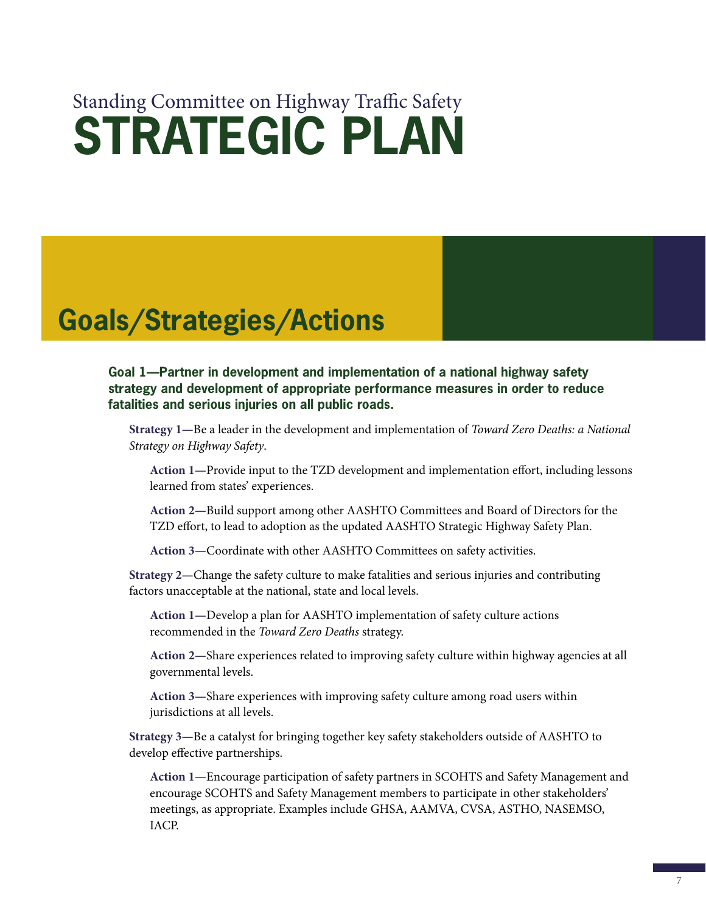Standing Committee on Highway Traffic Safety

# STRATEGIC PLAN

## Goals/Strategies/Actions

### Goal 1—Partner in development and implementation of a national highway safety strategy and development of appropriate performance measures in order to reduce fatalities and serious injuries on all public roads.

**Strategy 1—**Be a leader in the development and implementation of *Toward Zero Deaths: a National Strategy on Highway Safety*.

**Action 1—**Provide input to the TZD development and implementation effort, including lessons learned from states' experiences.

**Action 2—**Build support among other AASHTO Committees and Board of Directors for the TZD effort, to lead to adoption as the updated AASHTO Strategic Highway Safety Plan.

**Action 3—**Coordinate with other AASHTO Committees on safety activities.

**Strategy 2—**Change the safety culture to make fatalities and serious injuries and contributing factors unacceptable at the national, state and local levels.

**Action 1—**Develop a plan for AASHTO implementation of safety culture actions recommended in the *Toward Zero Deaths* strategy.

**Action 2—**Share experiences related to improving safety culture within highway agencies at all governmental levels.

**Action 3—**Share experiences with improving safety culture among road users within jurisdictions at all levels.

**Strategy 3—**Be a catalyst for bringing together key safety stakeholders outside of AASHTO to develop effective partnerships.

**Action 1—**Encourage participation of safety partners in SCOHTS and Safety Management and encourage SCOHTS and Safety Management members to participate in other stakeholders' meetings, as appropriate. Examples include GHSA, AAMVA, CVSA, ASTHO, NASEMSO, IACP.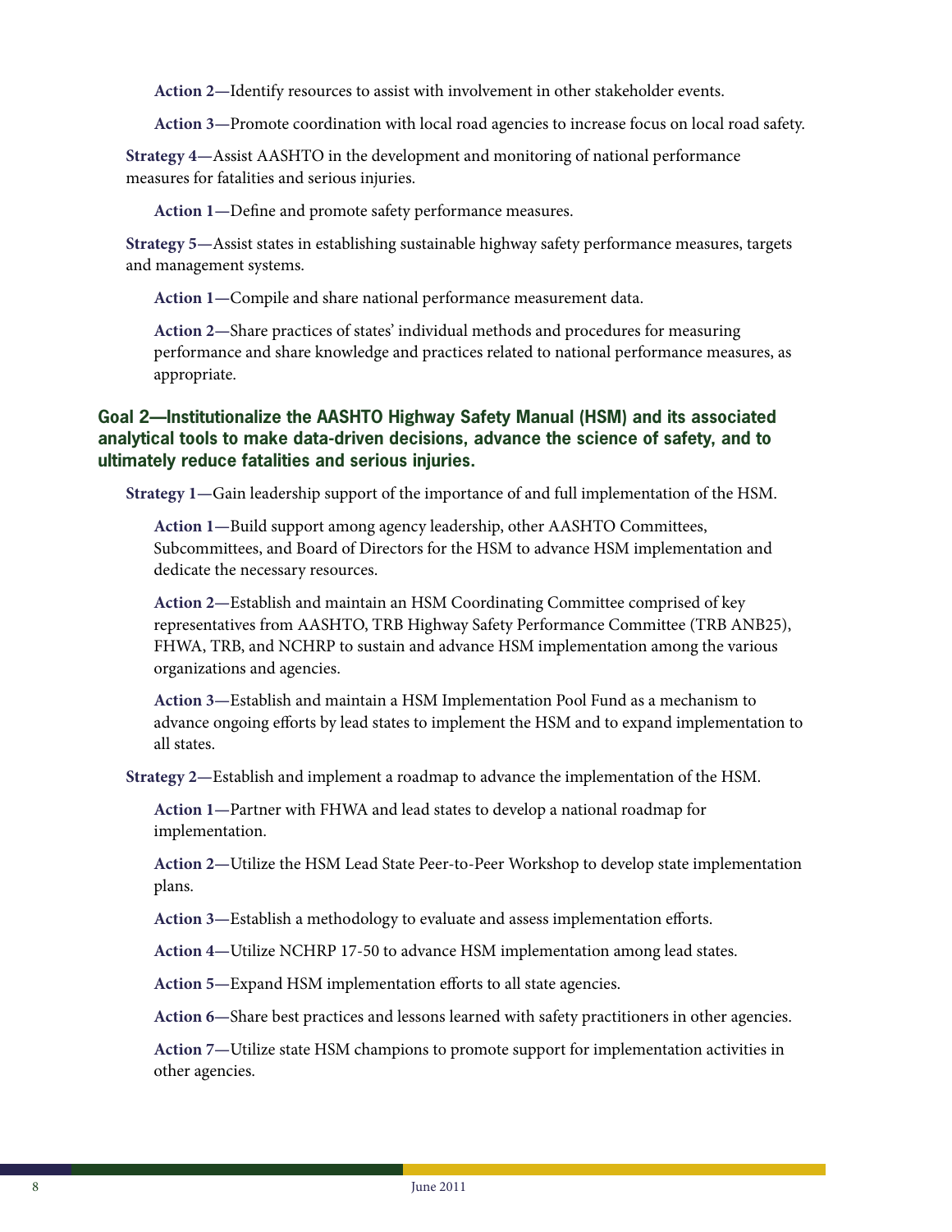**Action 2—**Identify resources to assist with involvement in other stakeholder events.

**Action 3—**Promote coordination with local road agencies to increase focus on local road safety.

**Strategy 4—**Assist AASHTO in the development and monitoring of national performance measures for fatalities and serious injuries.

**Action 1—**Define and promote safety performance measures.

**Strategy 5—**Assist states in establishing sustainable highway safety performance measures, targets and management systems.

**Action 1—**Compile and share national performance measurement data.

**Action 2—**Share practices of states' individual methods and procedures for measuring performance and share knowledge and practices related to national performance measures, as appropriate.

### Goal 2—Institutionalize the AASHTO Highway Safety Manual (HSM) and its associated analytical tools to make data-driven decisions, advance the science of safety, and to ultimately reduce fatalities and serious injuries.

**Strategy 1—**Gain leadership support of the importance of and full implementation of the HSM.

**Action 1—**Build support among agency leadership, other AASHTO Committees, Subcommittees, and Board of Directors for the HSM to advance HSM implementation and dedicate the necessary resources.

**Action 2—**Establish and maintain an HSM Coordinating Committee comprised of key representatives from AASHTO, TRB Highway Safety Performance Committee (TRB ANB25), FHWA, TRB, and NCHRP to sustain and advance HSM implementation among the various organizations and agencies.

**Action 3—**Establish and maintain a HSM Implementation Pool Fund as a mechanism to advance ongoing efforts by lead states to implement the HSM and to expand implementation to all states.

**Strategy 2—**Establish and implement a roadmap to advance the implementation of the HSM.

**Action 1—**Partner with FHWA and lead states to develop a national roadmap for implementation.

**Action 2—**Utilize the HSM Lead State Peer-to-Peer Workshop to develop state implementation plans.

**Action 3—**Establish a methodology to evaluate and assess implementation efforts.

**Action 4—**Utilize NCHRP 17-50 to advance HSM implementation among lead states.

**Action 5—**Expand HSM implementation efforts to all state agencies.

**Action 6—**Share best practices and lessons learned with safety practitioners in other agencies.

**Action 7—**Utilize state HSM champions to promote support for implementation activities in other agencies.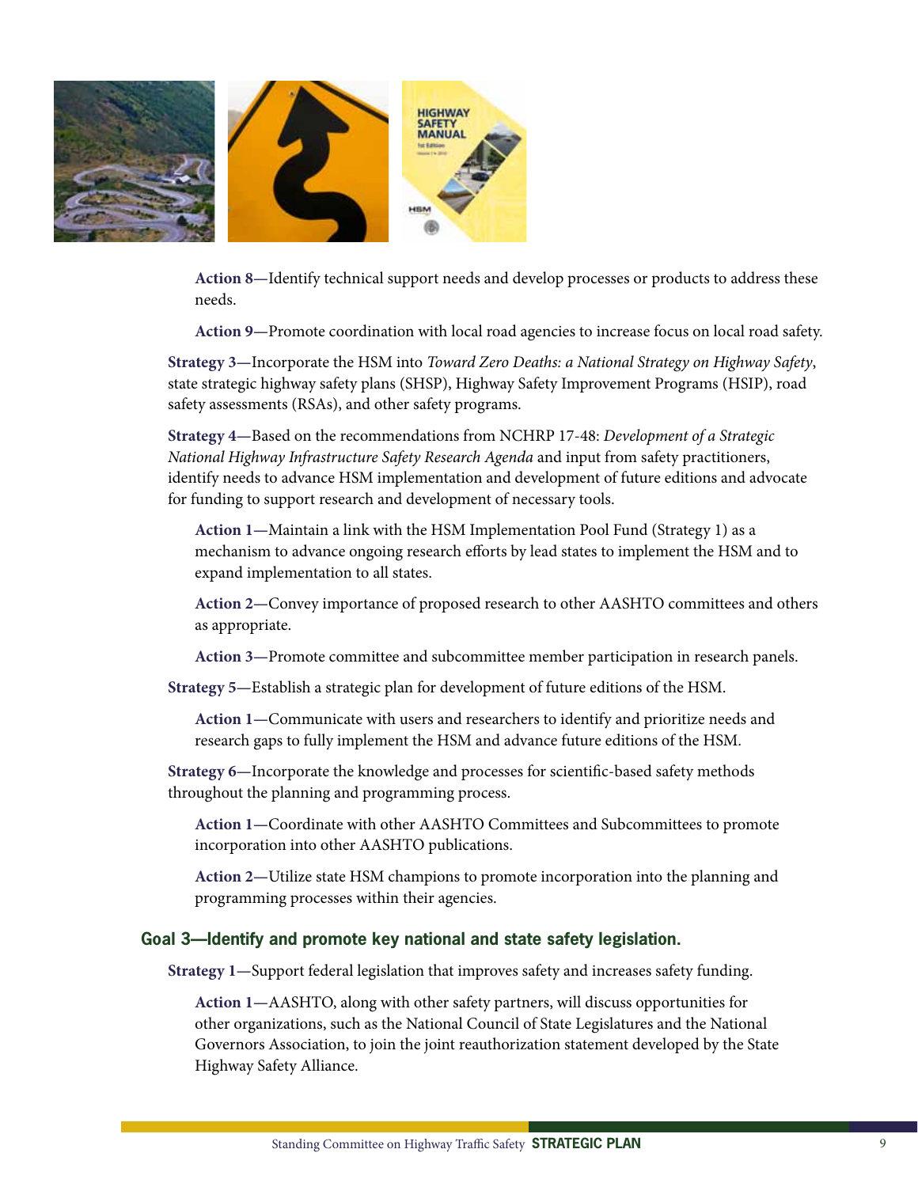**Action 8—**Identify technical support needs and develop processes or products to address these needs.

**Action 9—**Promote coordination with local road agencies to increase focus on local road safety.

**Strategy 3—**Incorporate the HSM into *Toward Zero Deaths: a National Strategy on Highway Safety*, state strategic highway safety plans (SHSP), Highway Safety Improvement Programs (HSIP), road safety assessments (RSAs), and other safety programs.

**Strategy 4—**Based on the recommendations from NCHRP 17-48: *Development of a Strategic National Highway Infrastructure Safety Research Agenda* and input from safety practitioners, identify needs to advance HSM implementation and development of future editions and advocate for funding to support research and development of necessary tools.

**Action 1—**Maintain a link with the HSM Implementation Pool Fund (Strategy 1) as a mechanism to advance ongoing research efforts by lead states to implement the HSM and to expand implementation to all states.

**Action 2—**Convey importance of proposed research to other AASHTO committees and others as appropriate.

**Action 3—**Promote committee and subcommittee member participation in research panels.

**Strategy 5—**Establish a strategic plan for development of future editions of the HSM.

**Action 1—**Communicate with users and researchers to identify and prioritize needs and research gaps to fully implement the HSM and advance future editions of the HSM.

**Strategy 6—**Incorporate the knowledge and processes for scientific-based safety methods throughout the planning and programming process.

**Action 1—**Coordinate with other AASHTO Committees and Subcommittees to promote incorporation into other AASHTO publications.

**Action 2—**Utilize state HSM champions to promote incorporation into the planning and programming processes within their agencies.

## Goal 3—Identify and promote key national and state safety legislation.

**Strategy 1—**Support federal legislation that improves safety and increases safety funding.

**Action 1—**AASHTO, along with other safety partners, will discuss opportunities for other organizations, such as the National Council of State Legislatures and the National Governors Association, to join the joint reauthorization statement developed by the State Highway Safety Alliance.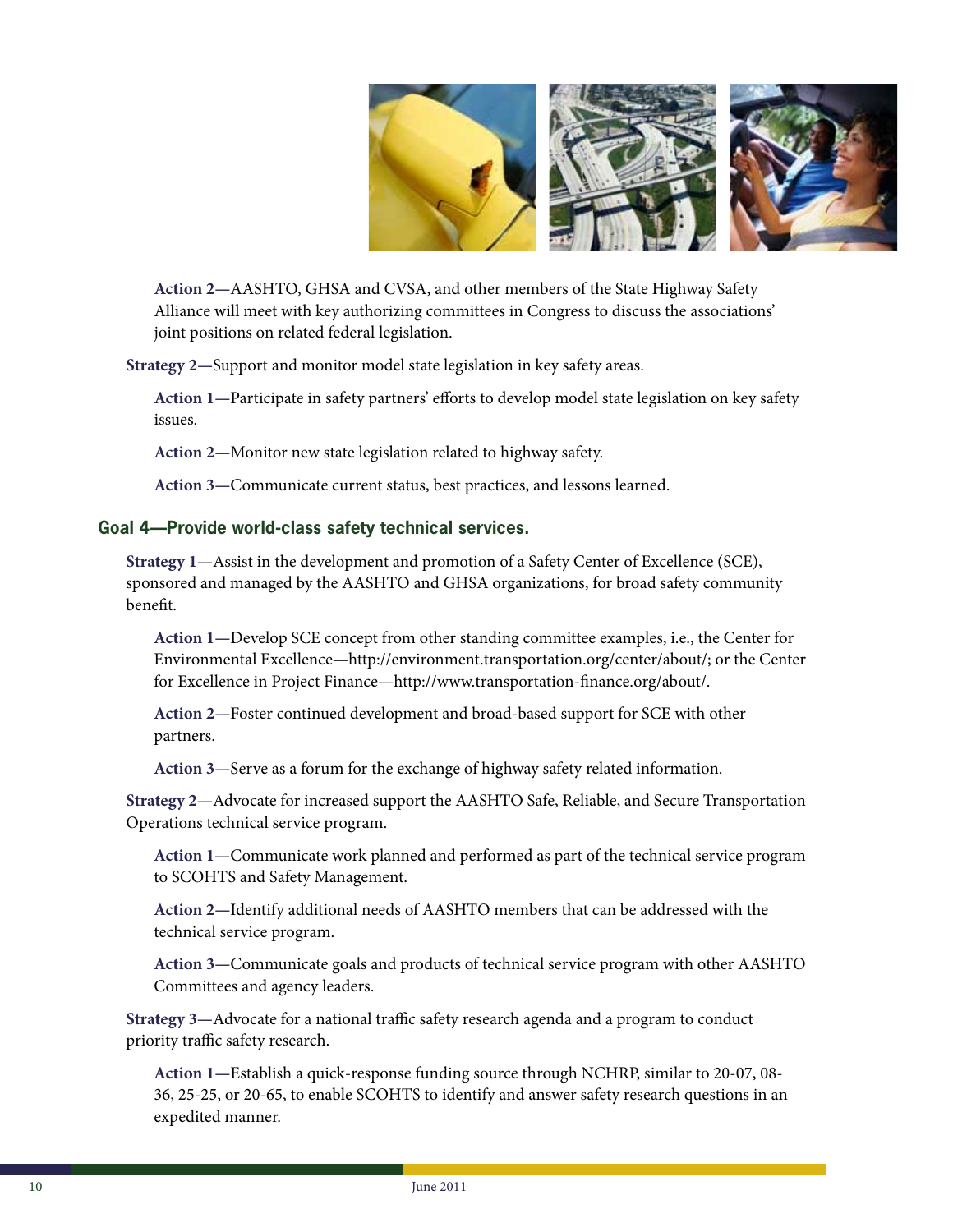**Action 2—**AASHTO, GHSA and CVSA, and other members of the State Highway Safety Alliance will meet with key authorizing committees in Congress to discuss the associations' joint positions on related federal legislation.

**Strategy 2—**Support and monitor model state legislation in key safety areas.

**Action 1—**Participate in safety partners' efforts to develop model state legislation on key safety issues.

**Action 2—**Monitor new state legislation related to highway safety.

**Action 3—**Communicate current status, best practices, and lessons learned.

## Goal 4—Provide world-class safety technical services.

**Strategy 1—**Assist in the development and promotion of a Safety Center of Excellence (SCE), sponsored and managed by the AASHTO and GHSA organizations, for broad safety community benefit.

**Action 1—**Develop SCE concept from other standing committee examples, i.e., the Center for Environmental Excellence—http://environment.transportation.org/center/about/; or the Center for Excellence in Project Finance—http://www.transportation-finance.org/about/.

**Action 2—**Foster continued development and broad-based support for SCE with other partners.

**Action 3—**Serve as a forum for the exchange of highway safety related information.

**Strategy 2—**Advocate for increased support the AASHTO Safe, Reliable, and Secure Transportation Operations technical service program.

**Action 1—**Communicate work planned and performed as part of the technical service program to SCOHTS and Safety Management.

**Action 2—**Identify additional needs of AASHTO members that can be addressed with the technical service program.

**Action 3—**Communicate goals and products of technical service program with other AASHTO Committees and agency leaders.

**Strategy 3—**Advocate for a national traffic safety research agenda and a program to conduct priority traffic safety research.

**Action 1—**Establish a quick-response funding source through NCHRP, similar to 20-07, 08-36, 25-25, or 20-65, to enable SCOHTS to identify and answer safety research questions in an expedited manner.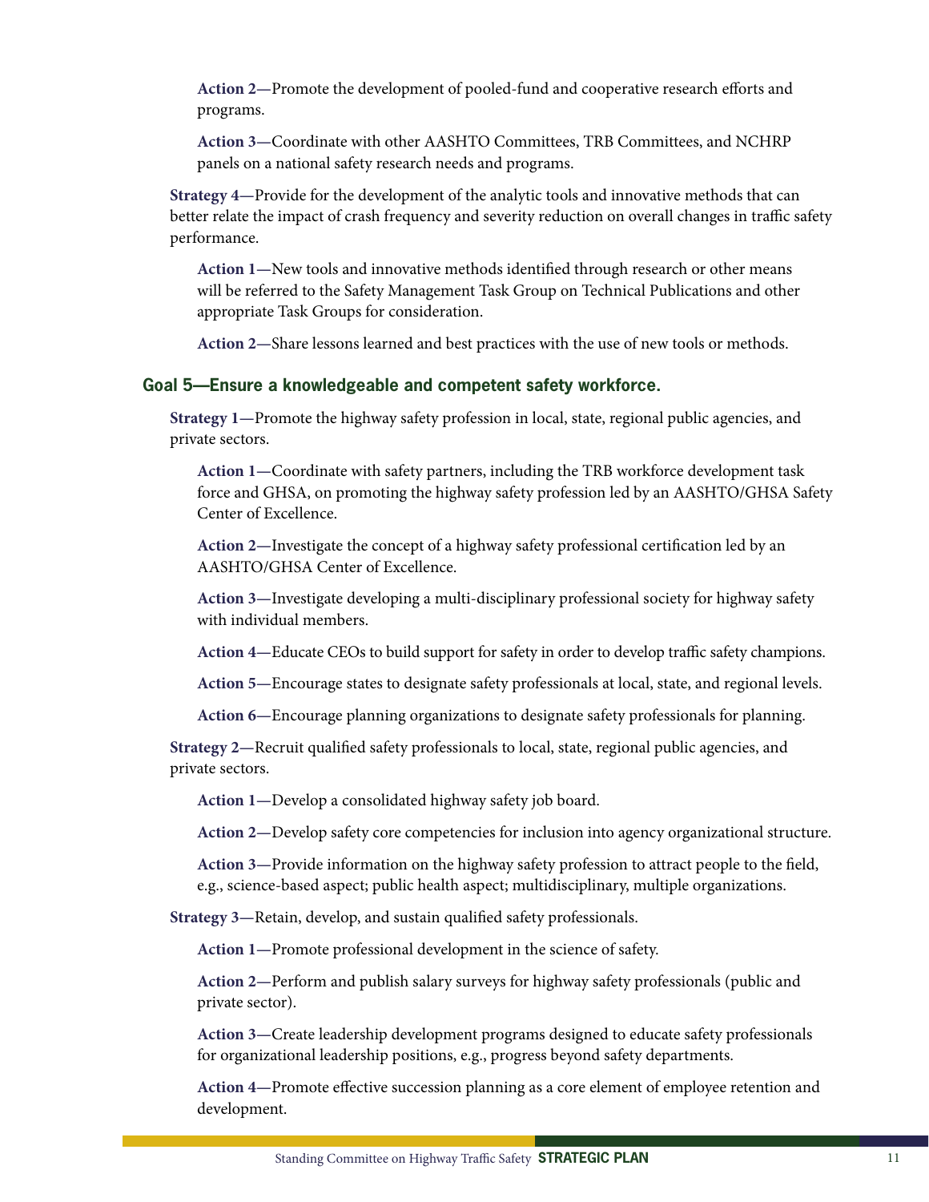**Action 2—**Promote the development of pooled-fund and cooperative research efforts and programs.

**Action 3—**Coordinate with other AASHTO Committees, TRB Committees, and NCHRP panels on a national safety research needs and programs.

**Strategy 4—**Provide for the development of the analytic tools and innovative methods that can better relate the impact of crash frequency and severity reduction on overall changes in traffic safety performance.

**Action 1—**New tools and innovative methods identified through research or other means will be referred to the Safety Management Task Group on Technical Publications and other appropriate Task Groups for consideration.

**Action 2—**Share lessons learned and best practices with the use of new tools or methods.

### Goal 5—Ensure a knowledgeable and competent safety workforce.

**Strategy 1—**Promote the highway safety profession in local, state, regional public agencies, and private sectors.

**Action 1—**Coordinate with safety partners, including the TRB workforce development task force and GHSA, on promoting the highway safety profession led by an AASHTO/GHSA Safety Center of Excellence.

**Action 2—**Investigate the concept of a highway safety professional certification led by an AASHTO/GHSA Center of Excellence.

**Action 3—**Investigate developing a multi-disciplinary professional society for highway safety with individual members.

**Action 4—**Educate CEOs to build support for safety in order to develop traffic safety champions.

**Action 5—**Encourage states to designate safety professionals at local, state, and regional levels.

**Action 6—**Encourage planning organizations to designate safety professionals for planning.

**Strategy 2—**Recruit qualified safety professionals to local, state, regional public agencies, and private sectors.

**Action 1—**Develop a consolidated highway safety job board.

**Action 2—**Develop safety core competencies for inclusion into agency organizational structure.

**Action 3—**Provide information on the highway safety profession to attract people to the field, e.g., science-based aspect; public health aspect; multidisciplinary, multiple organizations.

**Strategy 3—**Retain, develop, and sustain qualified safety professionals.

**Action 1—**Promote professional development in the science of safety.

**Action 2—**Perform and publish salary surveys for highway safety professionals (public and private sector).

**Action 3—**Create leadership development programs designed to educate safety professionals for organizational leadership positions, e.g., progress beyond safety departments.

**Action 4—**Promote effective succession planning as a core element of employee retention and development.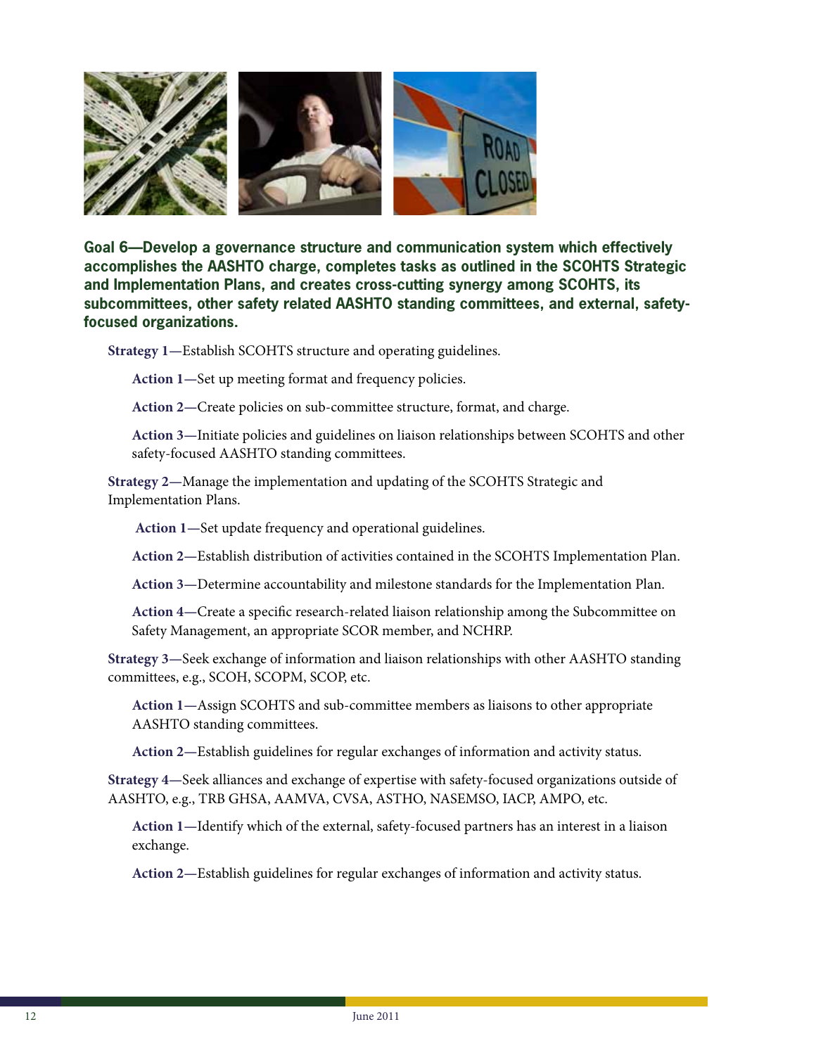**Goal 6—Develop a governance structure and communication system which effectively accomplishes the AASHTO charge, completes tasks as outlined in the SCOHTS Strategic and Implementation Plans, and creates cross-cutting synergy among SCOHTS, its subcommittees, other safety related AASHTO standing committees, and external, safety-focused organizations.**

**Strategy 1—**Establish SCOHTS structure and operating guidelines.

**Action 1—**Set up meeting format and frequency policies.

**Action 2—**Create policies on sub-committee structure, format, and charge.

**Action 3—**Initiate policies and guidelines on liaison relationships between SCOHTS and other safety-focused AASHTO standing committees.

**Strategy 2—**Manage the implementation and updating of the SCOHTS Strategic and Implementation Plans.

**Action 1—**Set update frequency and operational guidelines.

**Action 2—**Establish distribution of activities contained in the SCOHTS Implementation Plan.

**Action 3—**Determine accountability and milestone standards for the Implementation Plan.

**Action 4—**Create a specific research-related liaison relationship among the Subcommittee on Safety Management, an appropriate SCOR member, and NCHRP.

**Strategy 3—**Seek exchange of information and liaison relationships with other AASHTO standing committees, e.g., SCOH, SCOPM, SCOP, etc.

**Action 1—**Assign SCOHTS and sub-committee members as liaisons to other appropriate AASHTO standing committees.

**Action 2—**Establish guidelines for regular exchanges of information and activity status.

**Strategy 4—**Seek alliances and exchange of expertise with safety-focused organizations outside of AASHTO, e.g., TRB GHSA, AAMVA, CVSA, ASTHO, NASEMSO, IACP, AMPO, etc.

**Action 1—**Identify which of the external, safety-focused partners has an interest in a liaison exchange.

**Action 2—**Establish guidelines for regular exchanges of information and activity status.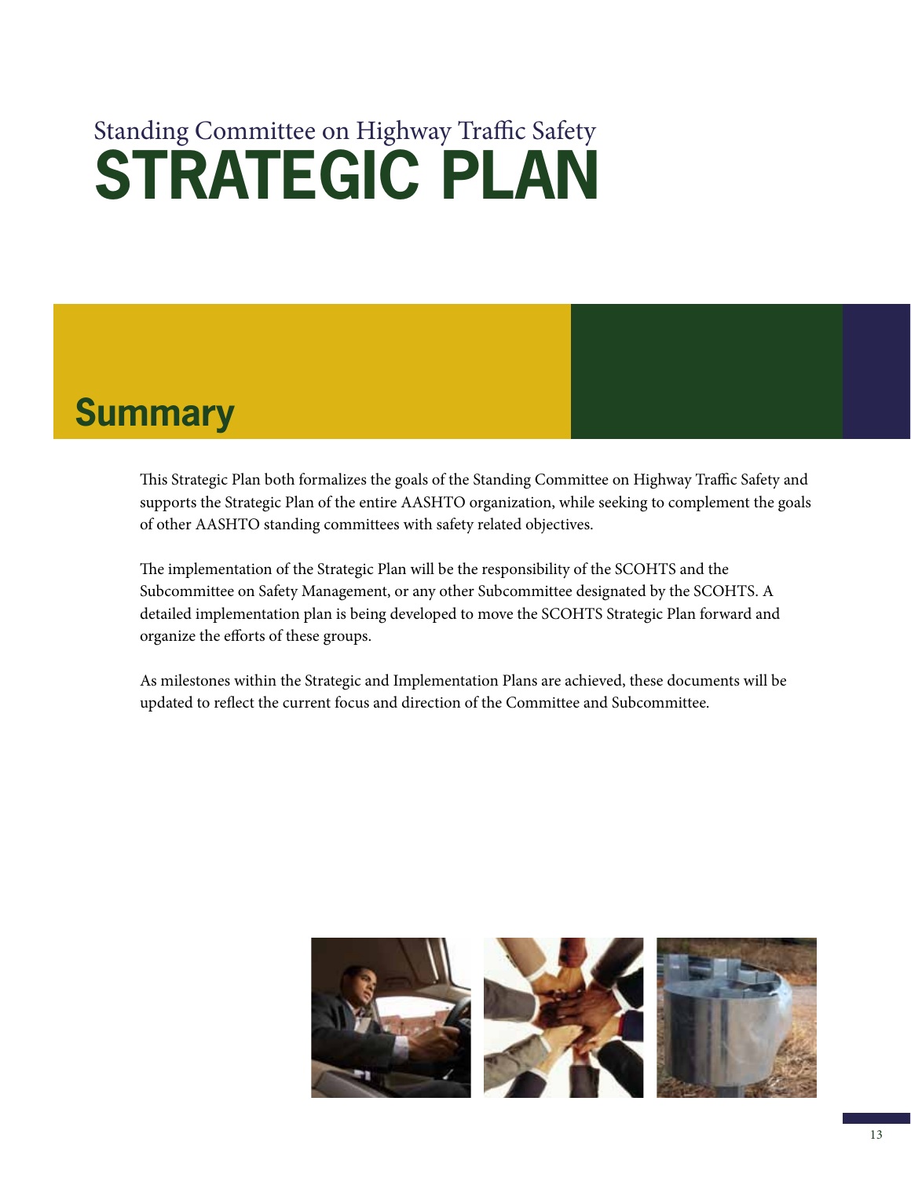Standing Committee on Highway Traffic Safety

# STRATEGIC PLAN

## Summary

This Strategic Plan both formalizes the goals of the Standing Committee on Highway Traffic Safety and supports the Strategic Plan of the entire AASHTO organization, while seeking to complement the goals of other AASHTO standing committees with safety related objectives.

The implementation of the Strategic Plan will be the responsibility of the SCOHTS and the Subcommittee on Safety Management, or any other Subcommittee designated by the SCOHTS. A detailed implementation plan is being developed to move the SCOHTS Strategic Plan forward and organize the efforts of these groups.

As milestones within the Strategic and Implementation Plans are achieved, these documents will be updated to reflect the current focus and direction of the Committee and Subcommittee.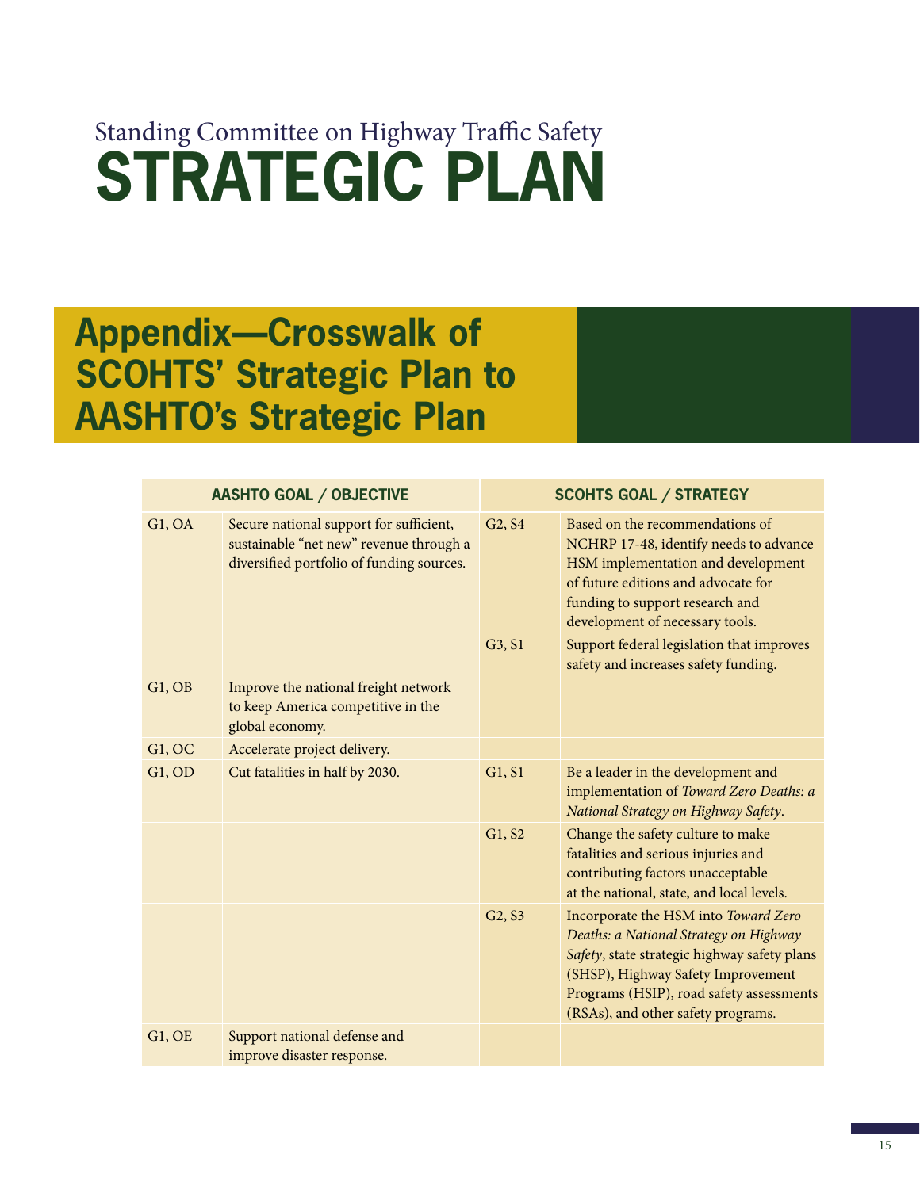Standing Committee on Highway Traffic Safety

# STRATEGIC PLAN

## Appendix—Crosswalk of SCOHTS' Strategic Plan to AASHTO's Strategic Plan

| AASHTO GOAL / OBJECTIVE | | SCOHTS GOAL / STRATEGY | |
|---|---|---|---|
| G1, OA | Secure national support for sufficient, sustainable "net new" revenue through a diversified portfolio of funding sources. | G2, S4 | Based on the recommendations of NCHRP 17-48, identify needs to advance HSM implementation and development of future editions and advocate for funding to support research and development of necessary tools. |
| | | G3, S1 | Support federal legislation that improves safety and increases safety funding. |
| G1, OB | Improve the national freight network to keep America competitive in the global economy. | | |
| G1, OC | Accelerate project delivery. | | |
| G1, OD | Cut fatalities in half by 2030. | G1, S1 | Be a leader in the development and implementation of *Toward Zero Deaths: a National Strategy on Highway Safety*. |
| | | G1, S2 | Change the safety culture to make fatalities and serious injuries and contributing factors unacceptable at the national, state, and local levels. |
| | | G2, S3 | Incorporate the HSM into *Toward Zero Deaths: a National Strategy on Highway Safety*, state strategic highway safety plans (SHSP), Highway Safety Improvement Programs (HSIP), road safety assessments (RSAs), and other safety programs. |
| G1, OE | Support national defense and improve disaster response. | | |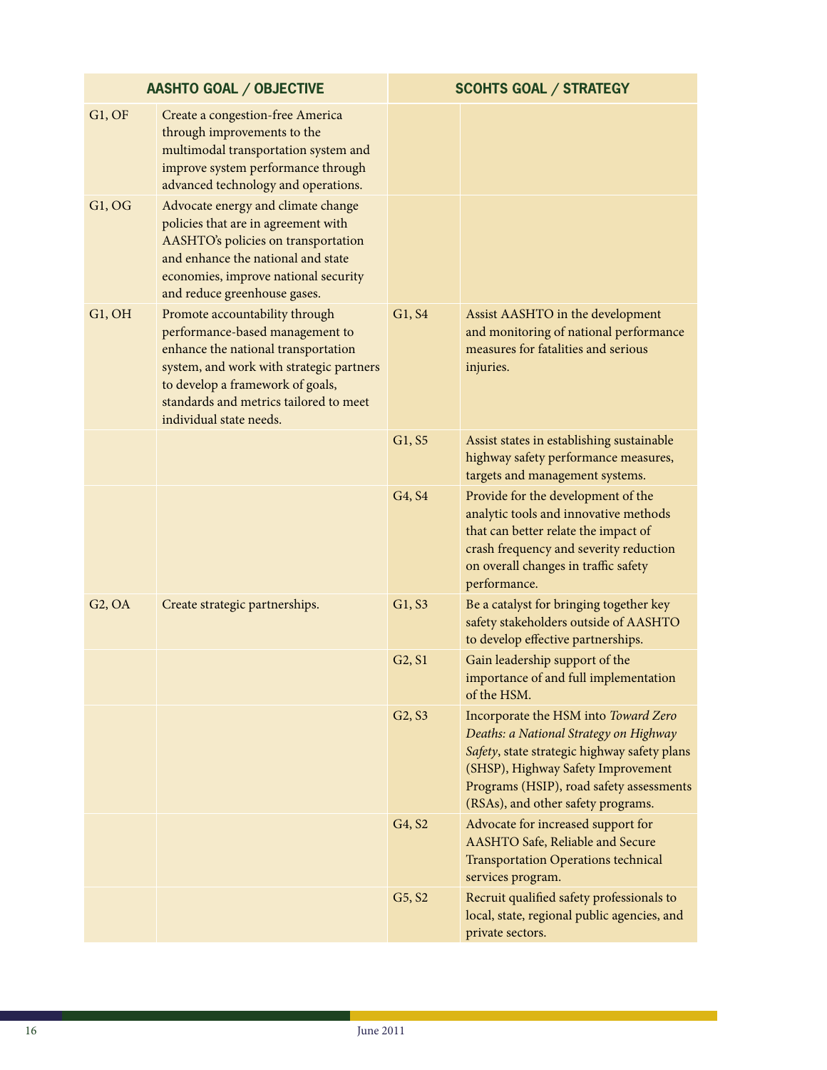| AASHTO GOAL / OBJECTIVE | | SCOHTS GOAL / STRATEGY | |
|---|---|---|---|
| G1, OF | Create a congestion-free America through improvements to the multimodal transportation system and improve system performance through advanced technology and operations. | | |
| G1, OG | Advocate energy and climate change policies that are in agreement with AASHTO's policies on transportation and enhance the national and state economies, improve national security and reduce greenhouse gases. | | |
| G1, OH | Promote accountability through performance-based management to enhance the national transportation system, and work with strategic partners to develop a framework of goals, standards and metrics tailored to meet individual state needs. | G1, S4 | Assist AASHTO in the development and monitoring of national performance measures for fatalities and serious injuries. |
| | | G1, S5 | Assist states in establishing sustainable highway safety performance measures, targets and management systems. |
| | | G4, S4 | Provide for the development of the analytic tools and innovative methods that can better relate the impact of crash frequency and severity reduction on overall changes in traffic safety performance. |
| G2, OA | Create strategic partnerships. | G1, S3 | Be a catalyst for bringing together key safety stakeholders outside of AASHTO to develop effective partnerships. |
| | | G2, S1 | Gain leadership support of the importance of and full implementation of the HSM. |
| | | G2, S3 | Incorporate the HSM into *Toward Zero Deaths: a National Strategy on Highway Safety*, state strategic highway safety plans (SHSP), Highway Safety Improvement Programs (HSIP), road safety assessments (RSAs), and other safety programs. |
| | | G4, S2 | Advocate for increased support for AASHTO Safe, Reliable and Secure Transportation Operations technical services program. |
| | | G5, S2 | Recruit qualified safety professionals to local, state, regional public agencies, and private sectors. |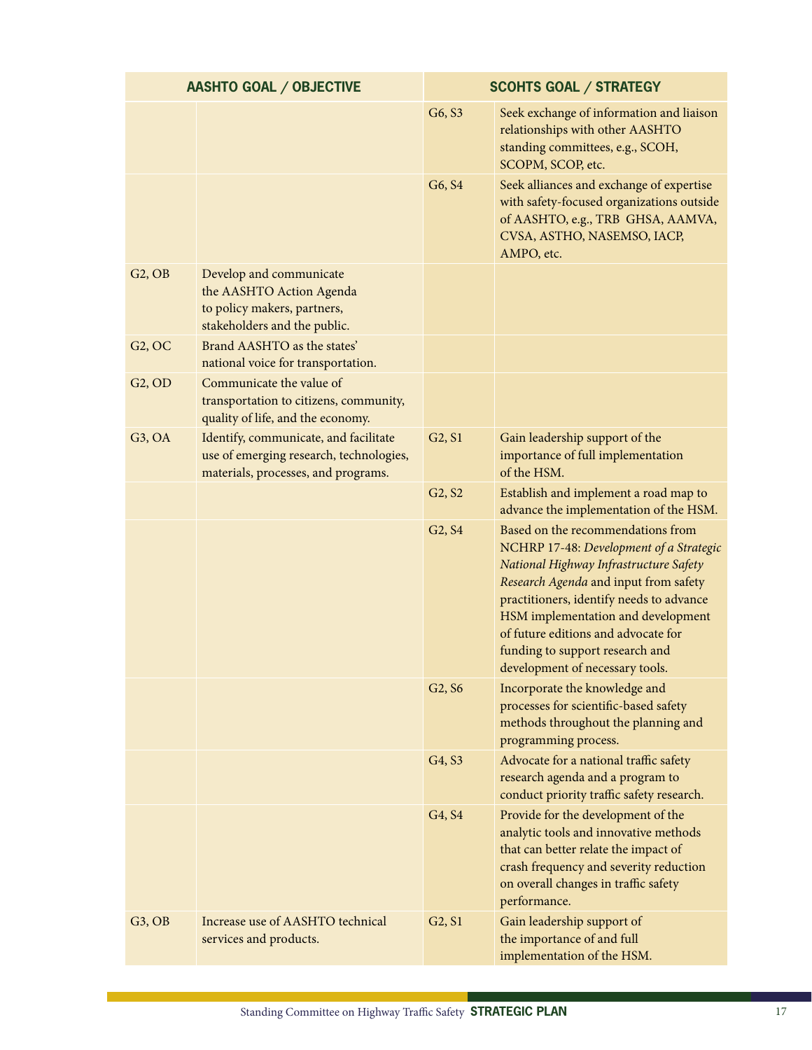| AASHTO GOAL / OBJECTIVE | | SCOHTS GOAL / STRATEGY | |
|---|---|---|---|
| | | G6, S3 | Seek exchange of information and liaison relationships with other AASHTO standing committees, e.g., SCOH, SCOPM, SCOP, etc. |
| | | G6, S4 | Seek alliances and exchange of expertise with safety-focused organizations outside of AASHTO, e.g., TRB GHSA, AAMVA, CVSA, ASTHO, NASEMSO, IACP, AMPO, etc. |
| G2, OB | Develop and communicate the AASHTO Action Agenda to policy makers, partners, stakeholders and the public. | | |
| G2, OC | Brand AASHTO as the states' national voice for transportation. | | |
| G2, OD | Communicate the value of transportation to citizens, community, quality of life, and the economy. | | |
| G3, OA | Identify, communicate, and facilitate use of emerging research, technologies, materials, processes, and programs. | G2, S1 | Gain leadership support of the importance of full implementation of the HSM. |
| | | G2, S2 | Establish and implement a road map to advance the implementation of the HSM. |
| | | G2, S4 | Based on the recommendations from NCHRP 17-48: *Development of a Strategic National Highway Infrastructure Safety Research Agenda* and input from safety practitioners, identify needs to advance HSM implementation and development of future editions and advocate for funding to support research and development of necessary tools. |
| | | G2, S6 | Incorporate the knowledge and processes for scientific-based safety methods throughout the planning and programming process. |
| | | G4, S3 | Advocate for a national traffic safety research agenda and a program to conduct priority traffic safety research. |
| | | G4, S4 | Provide for the development of the analytic tools and innovative methods that can better relate the impact of crash frequency and severity reduction on overall changes in traffic safety performance. |
| G3, OB | Increase use of AASHTO technical services and products. | G2, S1 | Gain leadership support of the importance of and full implementation of the HSM. |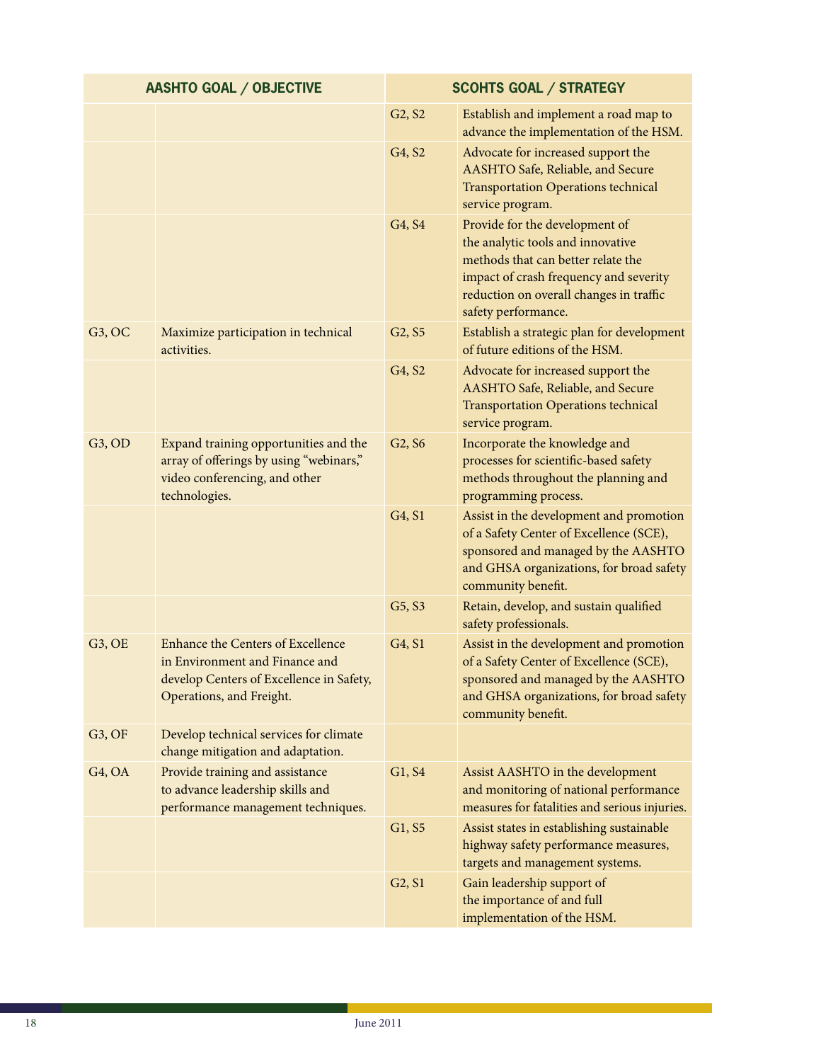| AASHTO GOAL / OBJECTIVE | | SCOHTS GOAL / STRATEGY | |
|---|---|---|---|
| | | G2, S2 | Establish and implement a road map to advance the implementation of the HSM. |
| | | G4, S2 | Advocate for increased support the AASHTO Safe, Reliable, and Secure Transportation Operations technical service program. |
| | | G4, S4 | Provide for the development of the analytic tools and innovative methods that can better relate the impact of crash frequency and severity reduction on overall changes in traffic safety performance. |
| G3, OC | Maximize participation in technical activities. | G2, S5 | Establish a strategic plan for development of future editions of the HSM. |
| | | G4, S2 | Advocate for increased support the AASHTO Safe, Reliable, and Secure Transportation Operations technical service program. |
| G3, OD | Expand training opportunities and the array of offerings by using "webinars," video conferencing, and other technologies. | G2, S6 | Incorporate the knowledge and processes for scientific-based safety methods throughout the planning and programming process. |
| | | G4, S1 | Assist in the development and promotion of a Safety Center of Excellence (SCE), sponsored and managed by the AASHTO and GHSA organizations, for broad safety community benefit. |
| | | G5, S3 | Retain, develop, and sustain qualified safety professionals. |
| G3, OE | Enhance the Centers of Excellence in Environment and Finance and develop Centers of Excellence in Safety, Operations, and Freight. | G4, S1 | Assist in the development and promotion of a Safety Center of Excellence (SCE), sponsored and managed by the AASHTO and GHSA organizations, for broad safety community benefit. |
| G3, OF | Develop technical services for climate change mitigation and adaptation. | | |
| G4, OA | Provide training and assistance to advance leadership skills and performance management techniques. | G1, S4 | Assist AASHTO in the development and monitoring of national performance measures for fatalities and serious injuries. |
| | | G1, S5 | Assist states in establishing sustainable highway safety performance measures, targets and management systems. |
| | | G2, S1 | Gain leadership support of the importance of and full implementation of the HSM. |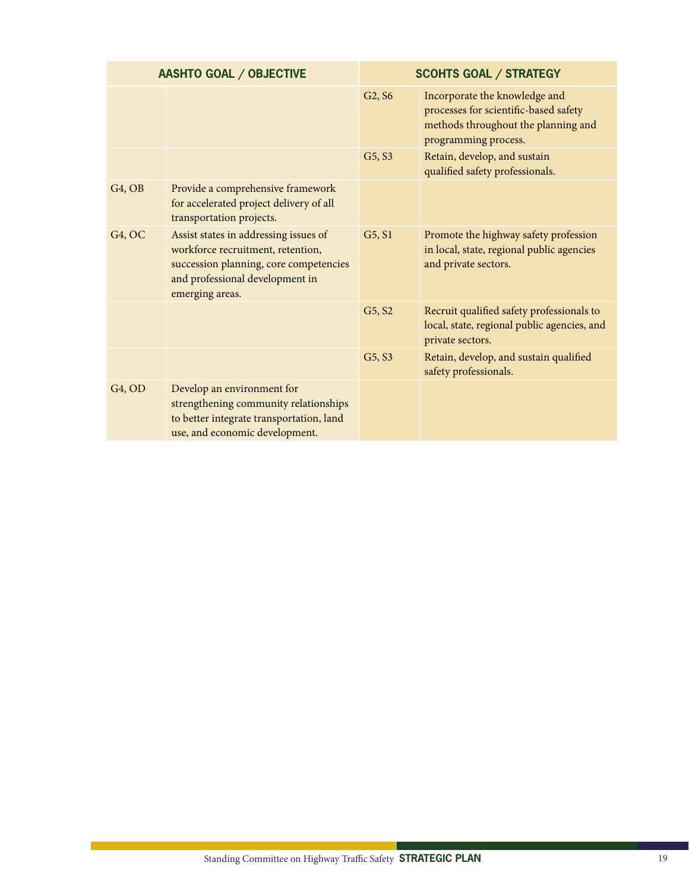| AASHTO GOAL / OBJECTIVE | | SCOHTS GOAL / STRATEGY | |
|---|---|---|---|
| | | G2, S6 | Incorporate the knowledge and processes for scientific-based safety methods throughout the planning and programming process. |
| | | G5, S3 | Retain, develop, and sustain qualified safety professionals. |
| G4, OB | Provide a comprehensive framework for accelerated project delivery of all transportation projects. | | |
| G4, OC | Assist states in addressing issues of workforce recruitment, retention, succession planning, core competencies and professional development in emerging areas. | G5, S1 | Promote the highway safety profession in local, state, regional public agencies and private sectors. |
| | | G5, S2 | Recruit qualified safety professionals to local, state, regional public agencies, and private sectors. |
| | | G5, S3 | Retain, develop, and sustain qualified safety professionals. |
| G4, OD | Develop an environment for strengthening community relationships to better integrate transportation, land use, and economic development. | | |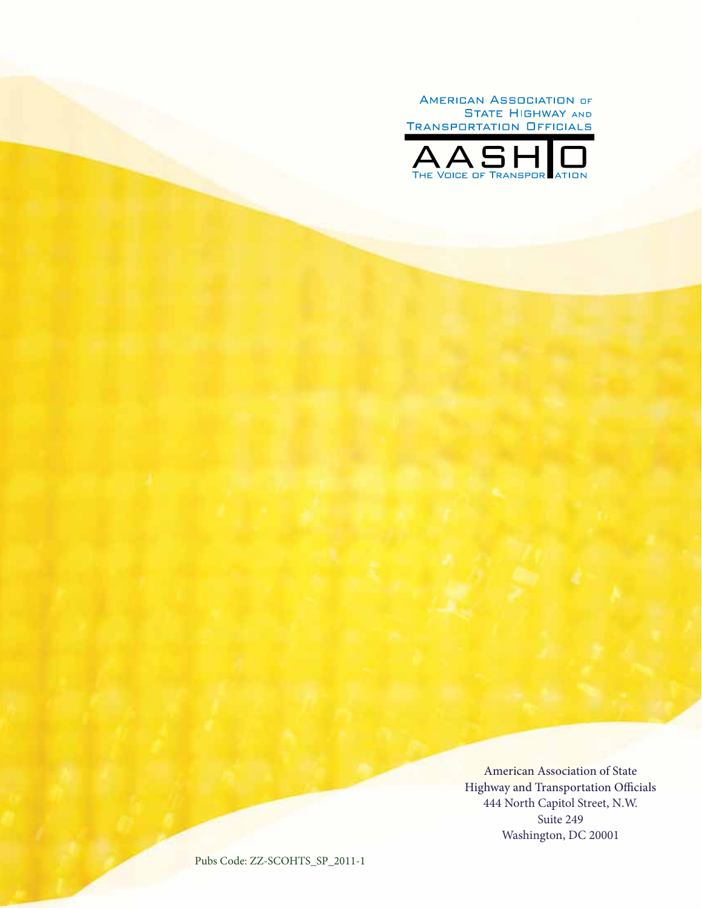American Association of State Highway and Transportation Officials

AASHTO

The Voice of Transportation

American Association of State Highway and Transportation Officials
444 North Capitol Street, N.W.
Suite 249
Washington, DC 20001

Pubs Code: ZZ-SCOHTS_SP_2011-1